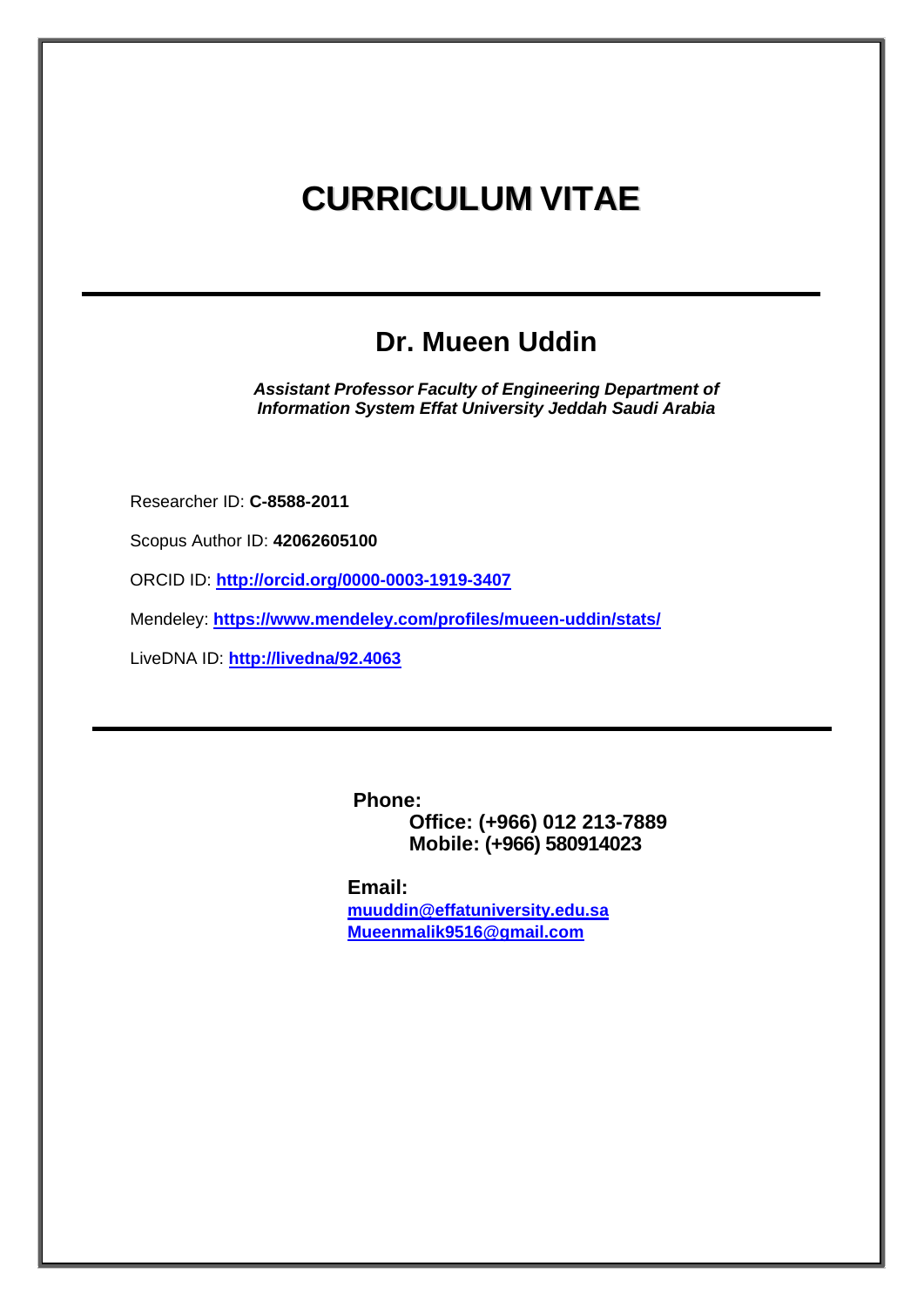# CURRICULUM VITAE

---

## Dr. Mueen Uddin

***Assistant Professor Faculty of Engineering Department of Information System Effat University Jeddah Saudi Arabia***

Researcher ID: **C-8588-2011**

Scopus Author ID: **42062605100**

ORCID ID: **http://orcid.org/0000-0003-1919-3407**

Mendeley: **https://www.mendeley.com/profiles/mueen-uddin/stats/**

LiveDNA ID: **http://livedna/92.4063**

---

**Phone:**

**Office: (+966) 012 213-7889**
**Mobile: (+966) 580914023**

**Email:**

**muuddin@effatuniversity.edu.sa**
**Mueenmalik9516@gmail.com**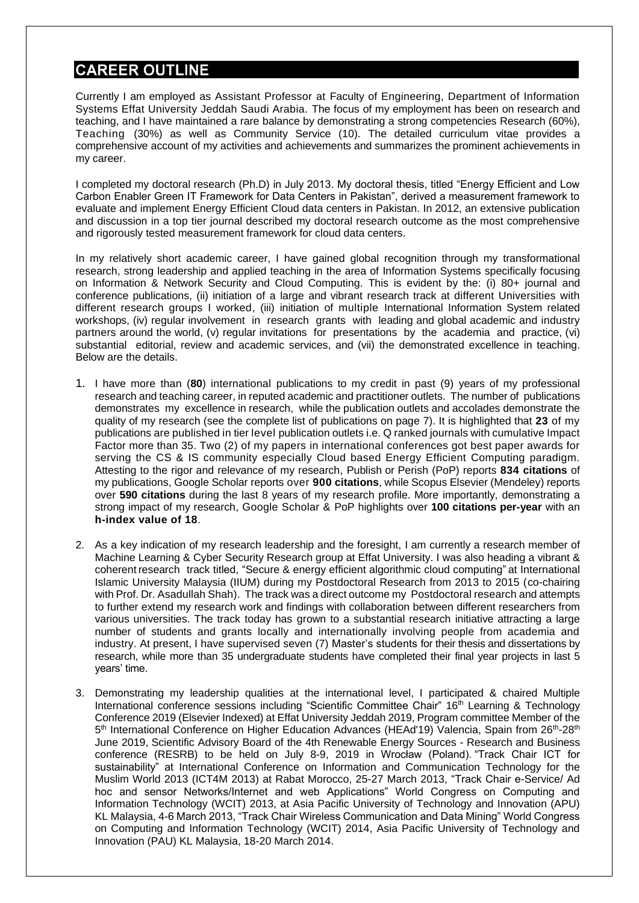## CAREER OUTLINE

Currently I am employed as Assistant Professor at Faculty of Engineering, Department of Information Systems Effat University Jeddah Saudi Arabia. The focus of my employment has been on research and teaching, and I have maintained a rare balance by demonstrating a strong competencies Research (60%), Teaching (30%) as well as Community Service (10). The detailed curriculum vitae provides a comprehensive account of my activities and achievements and summarizes the prominent achievements in my career.

I completed my doctoral research (Ph.D) in July 2013. My doctoral thesis, titled "Energy Efficient and Low Carbon Enabler Green IT Framework for Data Centers in Pakistan", derived a measurement framework to evaluate and implement Energy Efficient Cloud data centers in Pakistan. In 2012, an extensive publication and discussion in a top tier journal described my doctoral research outcome as the most comprehensive and rigorously tested measurement framework for cloud data centers.

In my relatively short academic career, I have gained global recognition through my transformational research, strong leadership and applied teaching in the area of Information Systems specifically focusing on Information & Network Security and Cloud Computing. This is evident by the: (i) 80+ journal and conference publications, (ii) initiation of a large and vibrant research track at different Universities with different research groups I worked, (iii) initiation of multiple International Information System related workshops, (iv) regular involvement in research grants with leading and global academic and industry partners around the world, (v) regular invitations for presentations by the academia and practice, (vi) substantial editorial, review and academic services, and (vii) the demonstrated excellence in teaching. Below are the details.

1. I have more than (**80**) international publications to my credit in past (9) years of my professional research and teaching career, in reputed academic and practitioner outlets. The number of publications demonstrates my excellence in research, while the publication outlets and accolades demonstrate the quality of my research (see the complete list of publications on page 7). It is highlighted that **23** of my publications are published in tier level publication outlets i.e. Q ranked journals with cumulative Impact Factor more than 35. Two (2) of my papers in international conferences got best paper awards for serving the CS & IS community especially Cloud based Energy Efficient Computing paradigm. Attesting to the rigor and relevance of my research, Publish or Perish (PoP) reports **834 citations** of my publications, Google Scholar reports over **900 citations**, while Scopus Elsevier (Mendeley) reports over **590 citations** during the last 8 years of my research profile. More importantly, demonstrating a strong impact of my research, Google Scholar & PoP highlights over **100 citations per-year** with an **h-index value of 18**.

2. As a key indication of my research leadership and the foresight, I am currently a research member of Machine Learning & Cyber Security Research group at Effat University. I was also heading a vibrant & coherent research track titled, "Secure & energy efficient algorithmic cloud computing" at International Islamic University Malaysia (IIUM) during my Postdoctoral Research from 2013 to 2015 (co-chairing with Prof. Dr. Asadullah Shah). The track was a direct outcome my Postdoctoral research and attempts to further extend my research work and findings with collaboration between different researchers from various universities. The track today has grown to a substantial research initiative attracting a large number of students and grants locally and internationally involving people from academia and industry. At present, I have supervised seven (7) Master's students for their thesis and dissertations by research, while more than 35 undergraduate students have completed their final year projects in last 5 years' time.

3. Demonstrating my leadership qualities at the international level, I participated & chaired Multiple International conference sessions including "Scientific Committee Chair" 16th Learning & Technology Conference 2019 (Elsevier Indexed) at Effat University Jeddah 2019, Program committee Member of the 5th International Conference on Higher Education Advances (HEAd'19) Valencia, Spain from 26th-28th June 2019, Scientific Advisory Board of the 4th Renewable Energy Sources - Research and Business conference (RESRB) to be held on July 8-9, 2019 in Wrocław (Poland). "Track Chair ICT for sustainability" at International Conference on Information and Communication Technology for the Muslim World 2013 (ICT4M 2013) at Rabat Morocco, 25-27 March 2013, "Track Chair e-Service/ Ad hoc and sensor Networks/Internet and web Applications" World Congress on Computing and Information Technology (WCIT) 2013, at Asia Pacific University of Technology and Innovation (APU) KL Malaysia, 4-6 March 2013, "Track Chair Wireless Communication and Data Mining" World Congress on Computing and Information Technology (WCIT) 2014, Asia Pacific University of Technology and Innovation (PAU) KL Malaysia, 18-20 March 2014.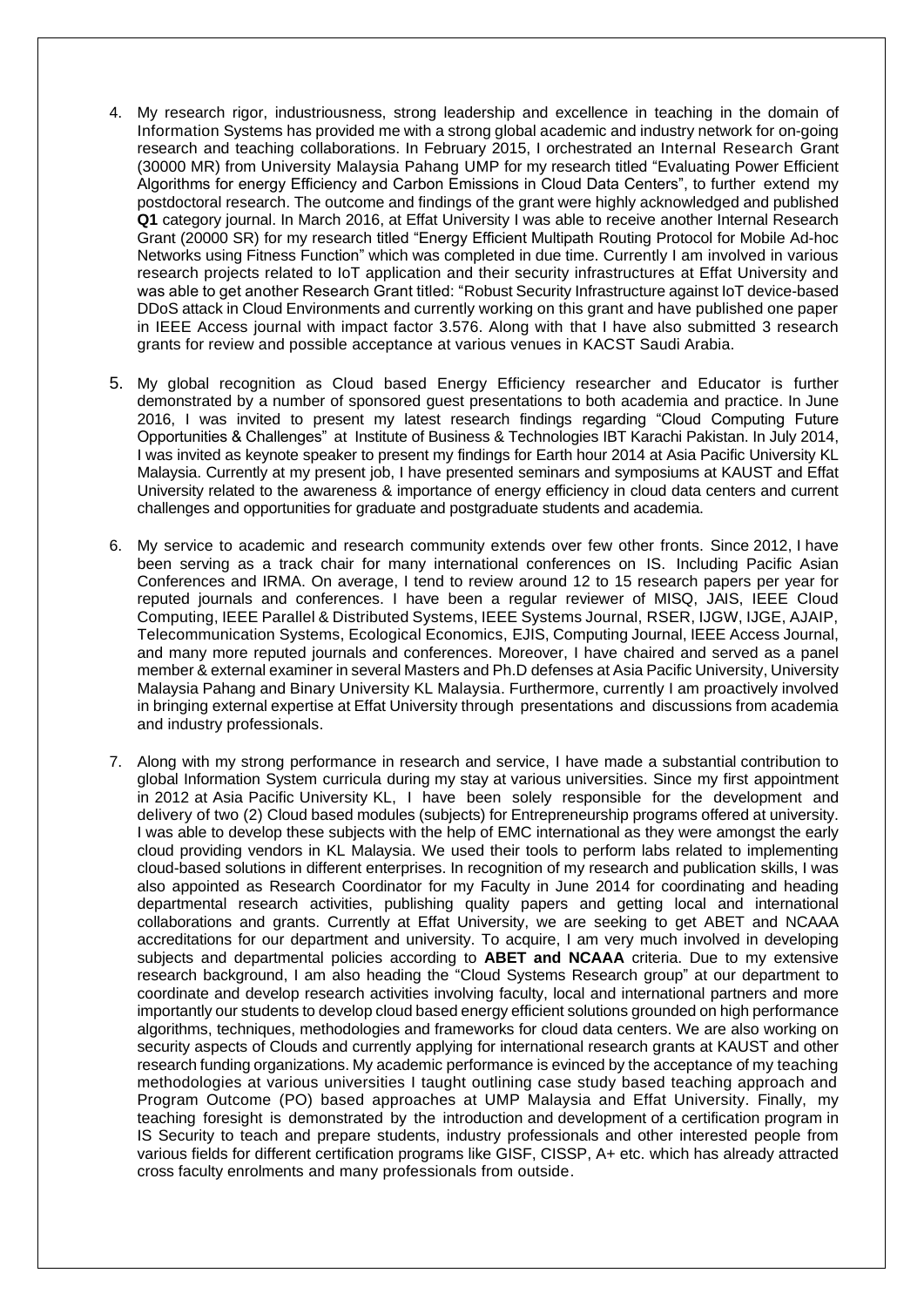4. My research rigor, industriousness, strong leadership and excellence in teaching in the domain of Information Systems has provided me with a strong global academic and industry network for on-going research and teaching collaborations. In February 2015, I orchestrated an Internal Research Grant (30000 MR) from University Malaysia Pahang UMP for my research titled "Evaluating Power Efficient Algorithms for energy Efficiency and Carbon Emissions in Cloud Data Centers", to further extend my postdoctoral research. The outcome and findings of the grant were highly acknowledged and published **Q1** category journal. In March 2016, at Effat University I was able to receive another Internal Research Grant (20000 SR) for my research titled "Energy Efficient Multipath Routing Protocol for Mobile Ad-hoc Networks using Fitness Function" which was completed in due time. Currently I am involved in various research projects related to IoT application and their security infrastructures at Effat University and was able to get another Research Grant titled: "Robust Security Infrastructure against IoT device-based DDoS attack in Cloud Environments and currently working on this grant and have published one paper in IEEE Access journal with impact factor 3.576. Along with that I have also submitted 3 research grants for review and possible acceptance at various venues in KACST Saudi Arabia.

5. My global recognition as Cloud based Energy Efficiency researcher and Educator is further demonstrated by a number of sponsored guest presentations to both academia and practice. In June 2016, I was invited to present my latest research findings regarding "Cloud Computing Future Opportunities & Challenges" at Institute of Business & Technologies IBT Karachi Pakistan. In July 2014, I was invited as keynote speaker to present my findings for Earth hour 2014 at Asia Pacific University KL Malaysia. Currently at my present job, I have presented seminars and symposiums at KAUST and Effat University related to the awareness & importance of energy efficiency in cloud data centers and current challenges and opportunities for graduate and postgraduate students and academia.

6. My service to academic and research community extends over few other fronts. Since 2012, I have been serving as a track chair for many international conferences on IS. Including Pacific Asian Conferences and IRMA. On average, I tend to review around 12 to 15 research papers per year for reputed journals and conferences. I have been a regular reviewer of MISQ, JAIS, IEEE Cloud Computing, IEEE Parallel & Distributed Systems, IEEE Systems Journal, RSER, IJGW, IJGE, AJAIP, Telecommunication Systems, Ecological Economics, EJIS, Computing Journal, IEEE Access Journal, and many more reputed journals and conferences. Moreover, I have chaired and served as a panel member & external examiner in several Masters and Ph.D defenses at Asia Pacific University, University Malaysia Pahang and Binary University KL Malaysia. Furthermore, currently I am proactively involved in bringing external expertise at Effat University through presentations and discussions from academia and industry professionals.

7. Along with my strong performance in research and service, I have made a substantial contribution to global Information System curricula during my stay at various universities. Since my first appointment in 2012 at Asia Pacific University KL, I have been solely responsible for the development and delivery of two (2) Cloud based modules (subjects) for Entrepreneurship programs offered at university. I was able to develop these subjects with the help of EMC international as they were amongst the early cloud providing vendors in KL Malaysia. We used their tools to perform labs related to implementing cloud-based solutions in different enterprises. In recognition of my research and publication skills, I was also appointed as Research Coordinator for my Faculty in June 2014 for coordinating and heading departmental research activities, publishing quality papers and getting local and international collaborations and grants. Currently at Effat University, we are seeking to get ABET and NCAAA accreditations for our department and university. To acquire, I am very much involved in developing subjects and departmental policies according to **ABET and NCAAA** criteria. Due to my extensive research background, I am also heading the "Cloud Systems Research group" at our department to coordinate and develop research activities involving faculty, local and international partners and more importantly our students to develop cloud based energy efficient solutions grounded on high performance algorithms, techniques, methodologies and frameworks for cloud data centers. We are also working on security aspects of Clouds and currently applying for international research grants at KAUST and other research funding organizations. My academic performance is evinced by the acceptance of my teaching methodologies at various universities I taught outlining case study based teaching approach and Program Outcome (PO) based approaches at UMP Malaysia and Effat University. Finally, my teaching foresight is demonstrated by the introduction and development of a certification program in IS Security to teach and prepare students, industry professionals and other interested people from various fields for different certification programs like GISF, CISSP, A+ etc. which has already attracted cross faculty enrolments and many professionals from outside.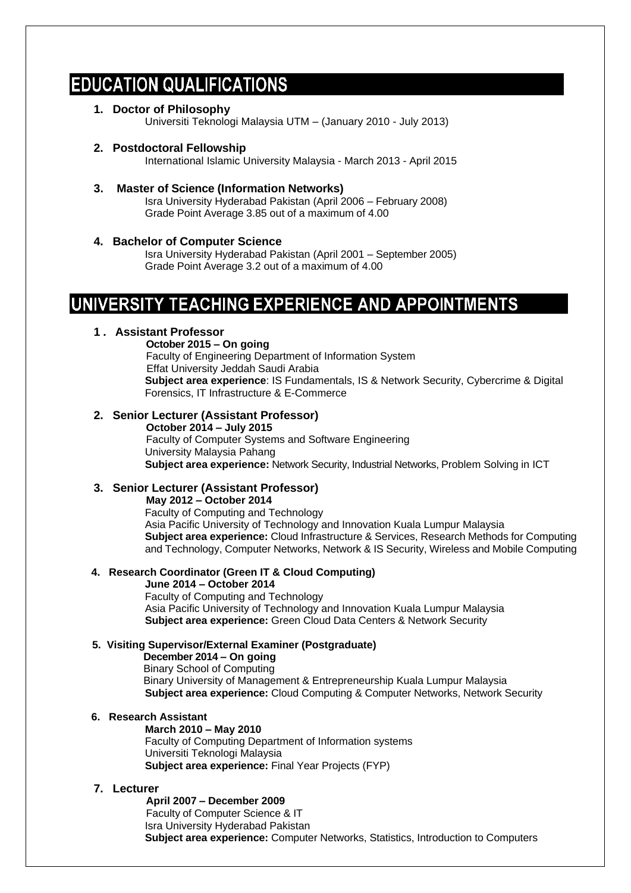# EDUCATION QUALIFICATIONS

1. **Doctor of Philosophy**
   Universiti Teknologi Malaysia UTM – (January 2010 - July 2013)

2. **Postdoctoral Fellowship**
   International Islamic University Malaysia - March 2013 - April 2015

3. **Master of Science (Information Networks)**
   Isra University Hyderabad Pakistan (April 2006 – February 2008)
   Grade Point Average 3.85 out of a maximum of 4.00

4. **Bachelor of Computer Science**
   Isra University Hyderabad Pakistan (April 2001 – September 2005)
   Grade Point Average 3.2 out of a maximum of 4.00

# UNIVERSITY TEACHING EXPERIENCE AND APPOINTMENTS

1. **Assistant Professor**
   **October 2015 – On going**
   Faculty of Engineering Department of Information System
   Effat University Jeddah Saudi Arabia
   **Subject area experience**: IS Fundamentals, IS & Network Security, Cybercrime & Digital Forensics, IT Infrastructure & E-Commerce

2. **Senior Lecturer (Assistant Professor)**
   **October 2014 – July 2015**
   Faculty of Computer Systems and Software Engineering
   University Malaysia Pahang
   **Subject area experience:** Network Security, Industrial Networks, Problem Solving in ICT

3. **Senior Lecturer (Assistant Professor)**
   **May 2012 – October 2014**
   Faculty of Computing and Technology
   Asia Pacific University of Technology and Innovation Kuala Lumpur Malaysia
   **Subject area experience:** Cloud Infrastructure & Services, Research Methods for Computing and Technology, Computer Networks, Network & IS Security, Wireless and Mobile Computing

4. **Research Coordinator (Green IT & Cloud Computing)**
   **June 2014 – October 2014**
   Faculty of Computing and Technology
   Asia Pacific University of Technology and Innovation Kuala Lumpur Malaysia
   **Subject area experience:** Green Cloud Data Centers & Network Security

5. **Visiting Supervisor/External Examiner (Postgraduate)**
   **December 2014 – On going**
   Binary School of Computing
   Binary University of Management & Entrepreneurship Kuala Lumpur Malaysia
   **Subject area experience:** Cloud Computing & Computer Networks, Network Security

6. **Research Assistant**
   **March 2010 – May 2010**
   Faculty of Computing Department of Information systems
   Universiti Teknologi Malaysia
   **Subject area experience:** Final Year Projects (FYP)

7. **Lecturer**
   **April 2007 – December 2009**
   Faculty of Computer Science & IT
   Isra University Hyderabad Pakistan
   **Subject area experience:** Computer Networks, Statistics, Introduction to Computers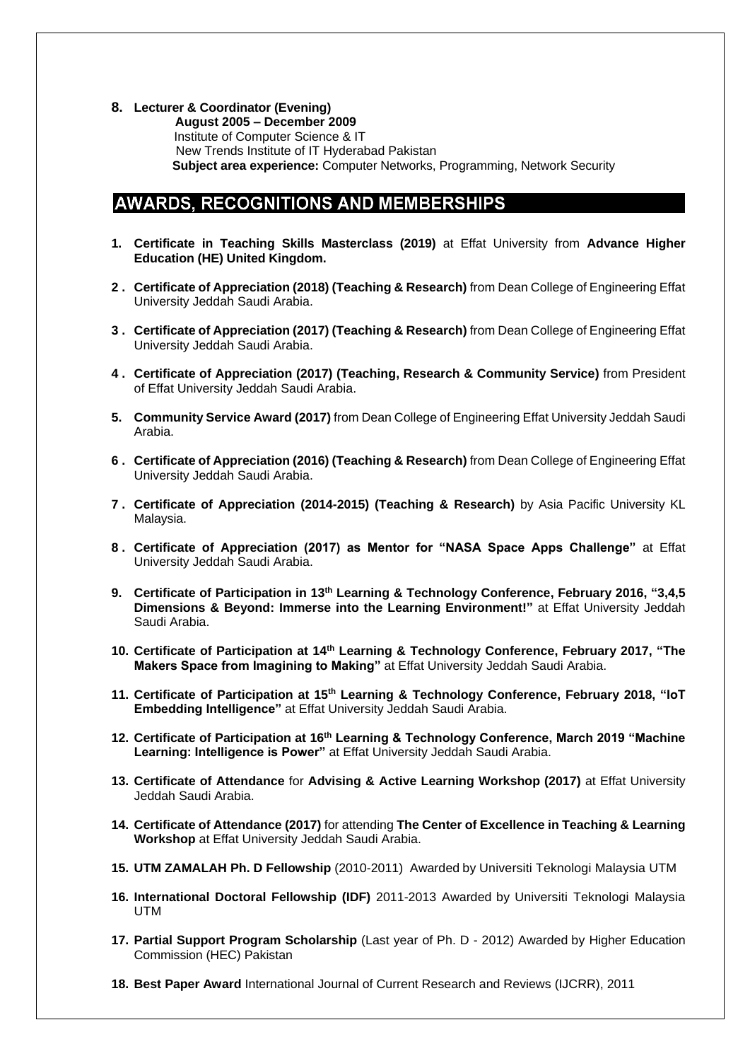8. **Lecturer & Coordinator (Evening)**
   **August 2005 – December 2009**
   Institute of Computer Science & IT
   New Trends Institute of IT Hyderabad Pakistan
   **Subject area experience:** Computer Networks, Programming, Network Security

## AWARDS, RECOGNITIONS AND MEMBERSHIPS

1. **Certificate in Teaching Skills Masterclass (2019)** at Effat University from **Advance Higher Education (HE) United Kingdom.**
2. **Certificate of Appreciation (2018) (Teaching & Research)** from Dean College of Engineering Effat University Jeddah Saudi Arabia.
3. **Certificate of Appreciation (2017) (Teaching & Research)** from Dean College of Engineering Effat University Jeddah Saudi Arabia.
4. **Certificate of Appreciation (2017) (Teaching, Research & Community Service)** from President of Effat University Jeddah Saudi Arabia.
5. **Community Service Award (2017)** from Dean College of Engineering Effat University Jeddah Saudi Arabia.
6. **Certificate of Appreciation (2016) (Teaching & Research)** from Dean College of Engineering Effat University Jeddah Saudi Arabia.
7. **Certificate of Appreciation (2014-2015) (Teaching & Research)** by Asia Pacific University KL Malaysia.
8. **Certificate of Appreciation (2017) as Mentor for "NASA Space Apps Challenge"** at Effat University Jeddah Saudi Arabia.
9. **Certificate of Participation in 13th Learning & Technology Conference, February 2016, "3,4,5 Dimensions & Beyond: Immerse into the Learning Environment!"** at Effat University Jeddah Saudi Arabia.
10. **Certificate of Participation at 14th Learning & Technology Conference, February 2017, "The Makers Space from Imagining to Making"** at Effat University Jeddah Saudi Arabia.
11. **Certificate of Participation at 15th Learning & Technology Conference, February 2018, "IoT Embedding Intelligence"** at Effat University Jeddah Saudi Arabia.
12. **Certificate of Participation at 16th Learning & Technology Conference, March 2019 "Machine Learning: Intelligence is Power"** at Effat University Jeddah Saudi Arabia.
13. **Certificate of Attendance** for **Advising & Active Learning Workshop (2017)** at Effat University Jeddah Saudi Arabia.
14. **Certificate of Attendance (2017)** for attending **The Center of Excellence in Teaching & Learning Workshop** at Effat University Jeddah Saudi Arabia.
15. **UTM ZAMALAH Ph. D Fellowship** (2010-2011) Awarded by Universiti Teknologi Malaysia UTM
16. **International Doctoral Fellowship (IDF)** 2011-2013 Awarded by Universiti Teknologi Malaysia UTM
17. **Partial Support Program Scholarship** (Last year of Ph. D - 2012) Awarded by Higher Education Commission (HEC) Pakistan
18. **Best Paper Award** International Journal of Current Research and Reviews (IJCRR), 2011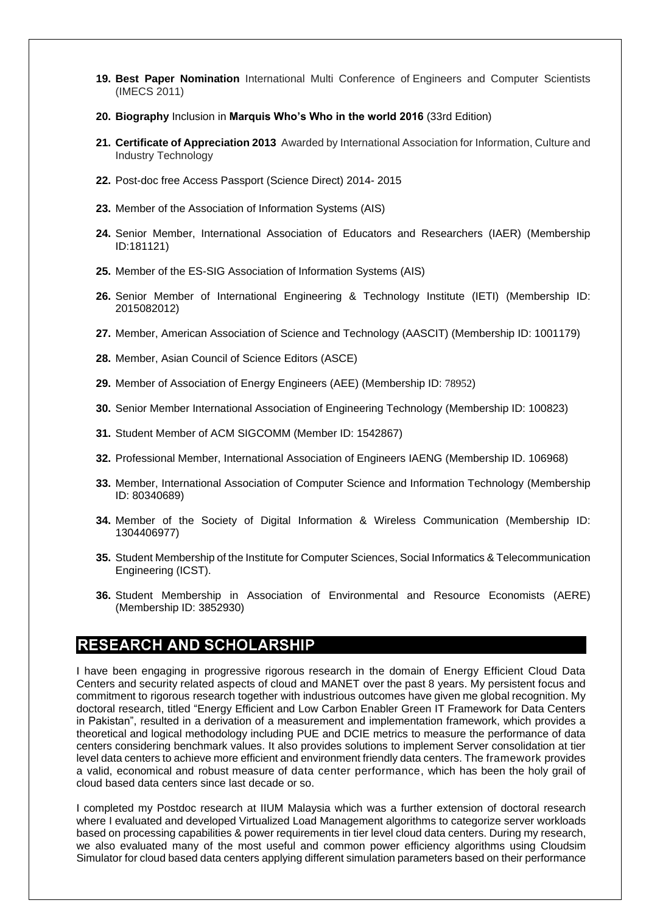19. **Best Paper Nomination** International Multi Conference of Engineers and Computer Scientists (IMECS 2011)

20. **Biography** Inclusion in **Marquis Who's Who in the world 2016** (33rd Edition)

21. **Certificate of Appreciation 2013** Awarded by International Association for Information, Culture and Industry Technology

22. Post-doc free Access Passport (Science Direct) 2014- 2015

23. Member of the Association of Information Systems (AIS)

24. Senior Member, International Association of Educators and Researchers (IAER) (Membership ID:181121)

25. Member of the ES-SIG Association of Information Systems (AIS)

26. Senior Member of International Engineering & Technology Institute (IETI) (Membership ID: 2015082012)

27. Member, American Association of Science and Technology (AASCIT) (Membership ID: 1001179)

28. Member, Asian Council of Science Editors (ASCE)

29. Member of Association of Energy Engineers (AEE) (Membership ID: 78952)

30. Senior Member International Association of Engineering Technology (Membership ID: 100823)

31. Student Member of ACM SIGCOMM (Member ID: 1542867)

32. Professional Member, International Association of Engineers IAENG (Membership ID. 106968)

33. Member, International Association of Computer Science and Information Technology (Membership ID: 80340689)

34. Member of the Society of Digital Information & Wireless Communication (Membership ID: 1304406977)

35. Student Membership of the Institute for Computer Sciences, Social Informatics & Telecommunication Engineering (ICST).

36. Student Membership in Association of Environmental and Resource Economists (AERE) (Membership ID: 3852930)

## RESEARCH AND SCHOLARSHIP

I have been engaging in progressive rigorous research in the domain of Energy Efficient Cloud Data Centers and security related aspects of cloud and MANET over the past 8 years. My persistent focus and commitment to rigorous research together with industrious outcomes have given me global recognition. My doctoral research, titled "Energy Efficient and Low Carbon Enabler Green IT Framework for Data Centers in Pakistan", resulted in a derivation of a measurement and implementation framework, which provides a theoretical and logical methodology including PUE and DCIE metrics to measure the performance of data centers considering benchmark values. It also provides solutions to implement Server consolidation at tier level data centers to achieve more efficient and environment friendly data centers. The framework provides a valid, economical and robust measure of data center performance, which has been the holy grail of cloud based data centers since last decade or so.

I completed my Postdoc research at IIUM Malaysia which was a further extension of doctoral research where I evaluated and developed Virtualized Load Management algorithms to categorize server workloads based on processing capabilities & power requirements in tier level cloud data centers. During my research, we also evaluated many of the most useful and common power efficiency algorithms using Cloudsim Simulator for cloud based data centers applying different simulation parameters based on their performance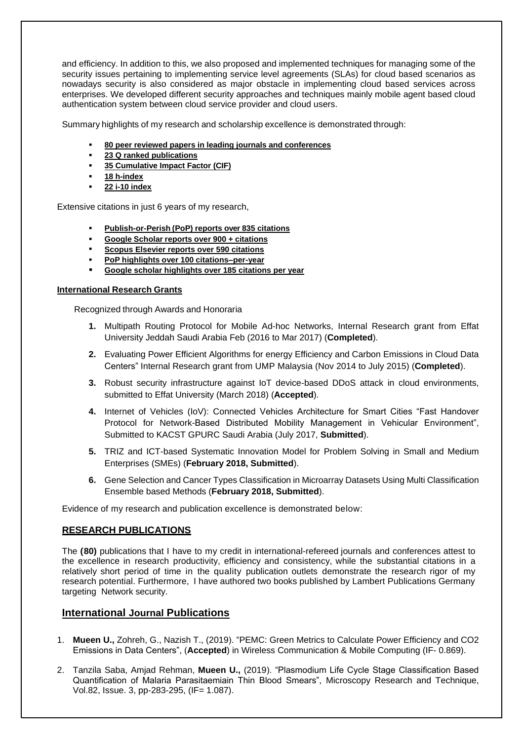and efficiency. In addition to this, we also proposed and implemented techniques for managing some of the security issues pertaining to implementing service level agreements (SLAs) for cloud based scenarios as nowadays security is also considered as major obstacle in implementing cloud based services across enterprises. We developed different security approaches and techniques mainly mobile agent based cloud authentication system between cloud service provider and cloud users.

Summary highlights of my research and scholarship excellence is demonstrated through:

- **80 peer reviewed papers in leading journals and conferences**
- **23 Q ranked publications**
- **35 Cumulative Impact Factor (CIF)**
- **18 h-index**
- **22 i-10 index**

Extensive citations in just 6 years of my research,

- **Publish-or-Perish (PoP) reports over 835 citations**
- **Google Scholar reports over 900 + citations**
- **Scopus Elsevier reports over 590 citations**
- **PoP highlights over 100 citations–per-year**
- **Google scholar highlights over 185 citations per year**

**International Research Grants**

Recognized through Awards and Honoraria

1. Multipath Routing Protocol for Mobile Ad-hoc Networks, Internal Research grant from Effat University Jeddah Saudi Arabia Feb (2016 to Mar 2017) (**Completed**).
2. Evaluating Power Efficient Algorithms for energy Efficiency and Carbon Emissions in Cloud Data Centers" Internal Research grant from UMP Malaysia (Nov 2014 to July 2015) (**Completed**).
3. Robust security infrastructure against IoT device-based DDoS attack in cloud environments, submitted to Effat University (March 2018) (**Accepted**).
4. Internet of Vehicles (IoV): Connected Vehicles Architecture for Smart Cities "Fast Handover Protocol for Network-Based Distributed Mobility Management in Vehicular Environment", Submitted to KACST GPURC Saudi Arabia (July 2017, **Submitted**).
5. TRIZ and ICT-based Systematic Innovation Model for Problem Solving in Small and Medium Enterprises (SMEs) (**February 2018, Submitted**).
6. Gene Selection and Cancer Types Classification in Microarray Datasets Using Multi Classification Ensemble based Methods (**February 2018, Submitted**).

Evidence of my research and publication excellence is demonstrated below:

## RESEARCH PUBLICATIONS

The **(80)** publications that I have to my credit in international-refereed journals and conferences attest to the excellence in research productivity, efficiency and consistency, while the substantial citations in a relatively short period of time in the quality publication outlets demonstrate the research rigor of my research potential. Furthermore, I have authored two books published by Lambert Publications Germany targeting Network security.

## International Journal Publications

1. **Mueen U.,** Zohreh, G., Nazish T., (2019). "PEMC: Green Metrics to Calculate Power Efficiency and CO2 Emissions in Data Centers", (**Accepted**) in Wireless Communication & Mobile Computing (IF- 0.869).
2. Tanzila Saba, Amjad Rehman, **Mueen U.,** (2019). "Plasmodium Life Cycle Stage Classification Based Quantification of Malaria Parasitaemiain Thin Blood Smears", Microscopy Research and Technique, Vol.82, Issue. 3, pp-283-295, (IF= 1.087).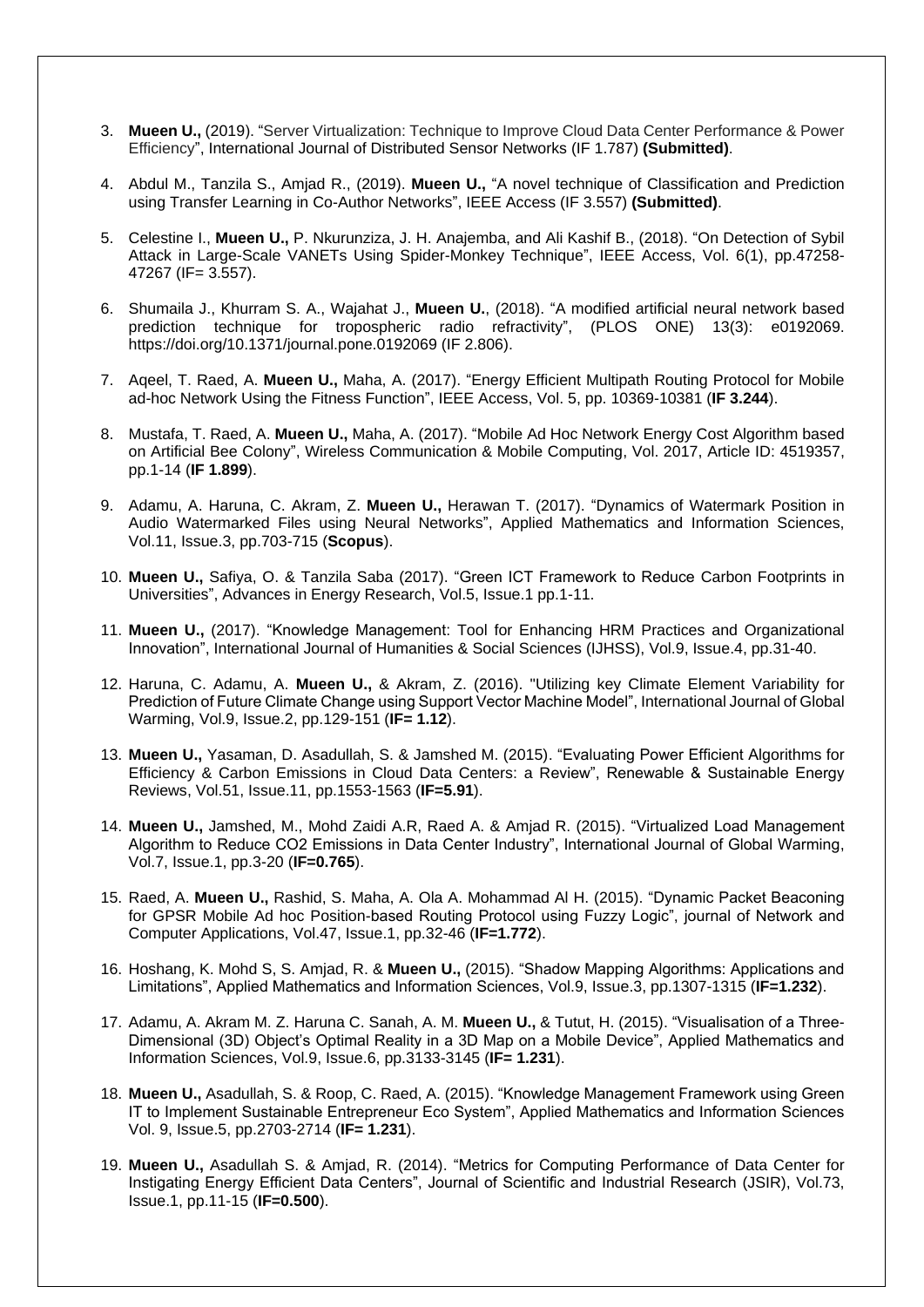3. **Mueen U.,** (2019). "Server Virtualization: Technique to Improve Cloud Data Center Performance & Power Efficiency", International Journal of Distributed Sensor Networks (IF 1.787) **(Submitted)**.

4. Abdul M., Tanzila S., Amjad R., (2019). **Mueen U.,** "A novel technique of Classification and Prediction using Transfer Learning in Co-Author Networks", IEEE Access (IF 3.557) **(Submitted)**.

5. Celestine I., **Mueen U.,** P. Nkurunziza, J. H. Anajemba, and Ali Kashif B., (2018). "On Detection of Sybil Attack in Large-Scale VANETs Using Spider-Monkey Technique", IEEE Access, Vol. 6(1), pp.47258-47267 (IF= 3.557).

6. Shumaila J., Khurram S. A., Wajahat J., **Mueen U.**, (2018). "A modified artificial neural network based prediction technique for tropospheric radio refractivity", (PLOS ONE) 13(3): e0192069. https://doi.org/10.1371/journal.pone.0192069 (IF 2.806).

7. Aqeel, T. Raed, A. **Mueen U.,** Maha, A. (2017). "Energy Efficient Multipath Routing Protocol for Mobile ad-hoc Network Using the Fitness Function", IEEE Access, Vol. 5, pp. 10369-10381 (**IF 3.244**).

8. Mustafa, T. Raed, A. **Mueen U.,** Maha, A. (2017). "Mobile Ad Hoc Network Energy Cost Algorithm based on Artificial Bee Colony", Wireless Communication & Mobile Computing, Vol. 2017, Article ID: 4519357, pp.1-14 (**IF 1.899**).

9. Adamu, A. Haruna, C. Akram, Z. **Mueen U.,** Herawan T. (2017). "Dynamics of Watermark Position in Audio Watermarked Files using Neural Networks", Applied Mathematics and Information Sciences, Vol.11, Issue.3, pp.703-715 (**Scopus**).

10. **Mueen U.,** Safiya, O. & Tanzila Saba (2017). "Green ICT Framework to Reduce Carbon Footprints in Universities", Advances in Energy Research, Vol.5, Issue.1 pp.1-11.

11. **Mueen U.,** (2017). "Knowledge Management: Tool for Enhancing HRM Practices and Organizational Innovation", International Journal of Humanities & Social Sciences (IJHSS), Vol.9, Issue.4, pp.31-40.

12. Haruna, C. Adamu, A. **Mueen U.,** & Akram, Z. (2016). "Utilizing key Climate Element Variability for Prediction of Future Climate Change using Support Vector Machine Model", International Journal of Global Warming, Vol.9, Issue.2, pp.129-151 (**IF= 1.12**).

13. **Mueen U.,** Yasaman, D. Asadullah, S. & Jamshed M. (2015). "Evaluating Power Efficient Algorithms for Efficiency & Carbon Emissions in Cloud Data Centers: a Review", Renewable & Sustainable Energy Reviews, Vol.51, Issue.11, pp.1553-1563 (**IF=5.91**).

14. **Mueen U.,** Jamshed, M., Mohd Zaidi A.R, Raed A. & Amjad R. (2015). "Virtualized Load Management Algorithm to Reduce CO2 Emissions in Data Center Industry", International Journal of Global Warming, Vol.7, Issue.1, pp.3-20 (**IF=0.765**).

15. Raed, A. **Mueen U.,** Rashid, S. Maha, A. Ola A. Mohammad Al H. (2015). "Dynamic Packet Beaconing for GPSR Mobile Ad hoc Position-based Routing Protocol using Fuzzy Logic", journal of Network and Computer Applications, Vol.47, Issue.1, pp.32-46 (**IF=1.772**).

16. Hoshang, K. Mohd S, S. Amjad, R. & **Mueen U.,** (2015). "Shadow Mapping Algorithms: Applications and Limitations", Applied Mathematics and Information Sciences, Vol.9, Issue.3, pp.1307-1315 (**IF=1.232**).

17. Adamu, A. Akram M. Z. Haruna C. Sanah, A. M. **Mueen U.,** & Tutut, H. (2015). "Visualisation of a Three-Dimensional (3D) Object's Optimal Reality in a 3D Map on a Mobile Device", Applied Mathematics and Information Sciences, Vol.9, Issue.6, pp.3133-3145 (**IF= 1.231**).

18. **Mueen U.,** Asadullah, S. & Roop, C. Raed, A. (2015). "Knowledge Management Framework using Green IT to Implement Sustainable Entrepreneur Eco System", Applied Mathematics and Information Sciences Vol. 9, Issue.5, pp.2703-2714 (**IF= 1.231**).

19. **Mueen U.,** Asadullah S. & Amjad, R. (2014). "Metrics for Computing Performance of Data Center for Instigating Energy Efficient Data Centers", Journal of Scientific and Industrial Research (JSIR), Vol.73, Issue.1, pp.11-15 (**IF=0.500**).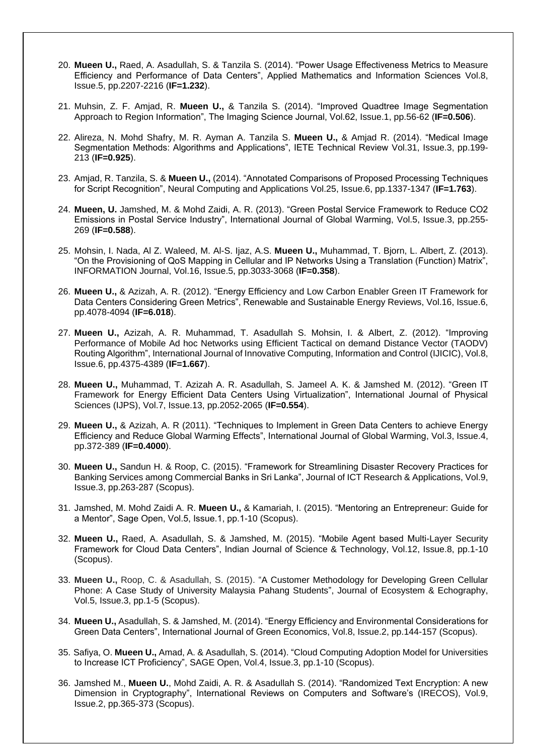20. **Mueen U.,** Raed, A. Asadullah, S. & Tanzila S. (2014). "Power Usage Effectiveness Metrics to Measure Efficiency and Performance of Data Centers", Applied Mathematics and Information Sciences Vol.8, Issue.5, pp.2207-2216 (**IF=1.232**).

21. Muhsin, Z. F. Amjad, R. **Mueen U.,** & Tanzila S. (2014). "Improved Quadtree Image Segmentation Approach to Region Information", The Imaging Science Journal, Vol.62, Issue.1, pp.56-62 (**IF=0.506**).

22. Alireza, N. Mohd Shafry, M. R. Ayman A. Tanzila S. **Mueen U.,** & Amjad R. (2014). "Medical Image Segmentation Methods: Algorithms and Applications", IETE Technical Review Vol.31, Issue.3, pp.199-213 (**IF=0.925**).

23. Amjad, R. Tanzila, S. & **Mueen U.,** (2014). "Annotated Comparisons of Proposed Processing Techniques for Script Recognition", Neural Computing and Applications Vol.25, Issue.6, pp.1337-1347 (**IF=1.763**).

24. **Mueen, U.** Jamshed, M. & Mohd Zaidi, A. R. (2013). "Green Postal Service Framework to Reduce CO2 Emissions in Postal Service Industry", International Journal of Global Warming, Vol.5, Issue.3, pp.255-269 (**IF=0.588**).

25. Mohsin, I. Nada, Al Z. Waleed, M. Al-S. Ijaz, A.S. **Mueen U.,** Muhammad, T. Bjorn, L. Albert, Z. (2013). "On the Provisioning of QoS Mapping in Cellular and IP Networks Using a Translation (Function) Matrix", INFORMATION Journal, Vol.16, Issue.5, pp.3033-3068 (**IF=0.358**).

26. **Mueen U.,** & Azizah, A. R. (2012). "Energy Efficiency and Low Carbon Enabler Green IT Framework for Data Centers Considering Green Metrics", Renewable and Sustainable Energy Reviews, Vol.16, Issue.6, pp.4078-4094 (**IF=6.018**).

27. **Mueen U.,** Azizah, A. R. Muhammad, T. Asadullah S. Mohsin, I. & Albert, Z. (2012). "Improving Performance of Mobile Ad hoc Networks using Efficient Tactical on demand Distance Vector (TAODV) Routing Algorithm", International Journal of Innovative Computing, Information and Control (IJICIC), Vol.8, Issue.6, pp.4375-4389 (**IF=1.667**).

28. **Mueen U.,** Muhammad, T. Azizah A. R. Asadullah, S. Jameel A. K. & Jamshed M. (2012). "Green IT Framework for Energy Efficient Data Centers Using Virtualization", International Journal of Physical Sciences (IJPS), Vol.7, Issue.13, pp.2052-2065 (**IF=0.554**).

29. **Mueen U.,** & Azizah, A. R (2011). "Techniques to Implement in Green Data Centers to achieve Energy Efficiency and Reduce Global Warming Effects", International Journal of Global Warming, Vol.3, Issue.4, pp.372-389 (**IF=0.4000**).

30. **Mueen U.,** Sandun H. & Roop, C. (2015). "Framework for Streamlining Disaster Recovery Practices for Banking Services among Commercial Banks in Sri Lanka", Journal of ICT Research & Applications, Vol.9, Issue.3, pp.263-287 (Scopus).

31. Jamshed, M. Mohd Zaidi A. R. **Mueen U.,** & Kamariah, I. (2015). "Mentoring an Entrepreneur: Guide for a Mentor", Sage Open, Vol.5, Issue.1, pp.1-10 (Scopus).

32. **Mueen U.,** Raed, A. Asadullah, S. & Jamshed, M. (2015). "Mobile Agent based Multi-Layer Security Framework for Cloud Data Centers", Indian Journal of Science & Technology, Vol.12, Issue.8, pp.1-10 (Scopus).

33. **Mueen U.,** Roop, C. & Asadullah, S. (2015). "A Customer Methodology for Developing Green Cellular Phone: A Case Study of University Malaysia Pahang Students", Journal of Ecosystem & Echography, Vol.5, Issue.3, pp.1-5 (Scopus).

34. **Mueen U.,** Asadullah, S. & Jamshed, M. (2014). "Energy Efficiency and Environmental Considerations for Green Data Centers", International Journal of Green Economics, Vol.8, Issue.2, pp.144-157 (Scopus).

35. Safiya, O. **Mueen U.,** Amad, A. & Asadullah, S. (2014). "Cloud Computing Adoption Model for Universities to Increase ICT Proficiency", SAGE Open, Vol.4, Issue.3, pp.1-10 (Scopus).

36. Jamshed M., **Mueen U.**, Mohd Zaidi, A. R. & Asadullah S. (2014). "Randomized Text Encryption: A new Dimension in Cryptography", International Reviews on Computers and Software's (IRECOS), Vol.9, Issue.2, pp.365-373 (Scopus).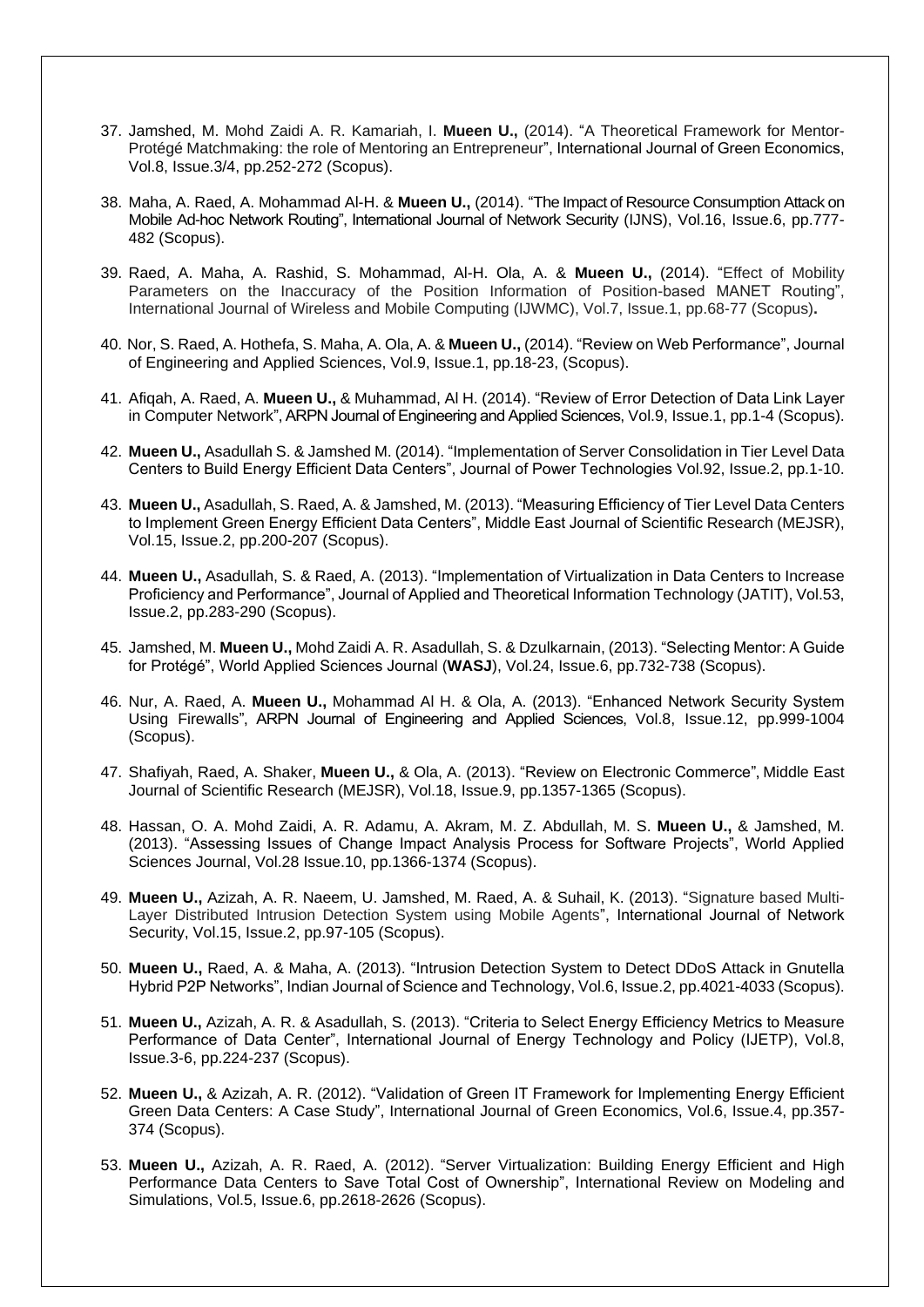37. Jamshed, M. Mohd Zaidi A. R. Kamariah, I. **Mueen U.,** (2014). "A Theoretical Framework for Mentor-Protégé Matchmaking: the role of Mentoring an Entrepreneur", International Journal of Green Economics, Vol.8, Issue.3/4, pp.252-272 (Scopus).

38. Maha, A. Raed, A. Mohammad Al-H. & **Mueen U.,** (2014). "The Impact of Resource Consumption Attack on Mobile Ad-hoc Network Routing", International Journal of Network Security (IJNS), Vol.16, Issue.6, pp.777-482 (Scopus).

39. Raed, A. Maha, A. Rashid, S. Mohammad, Al-H. Ola, A. & **Mueen U.,** (2014). "Effect of Mobility Parameters on the Inaccuracy of the Position Information of Position-based MANET Routing", International Journal of Wireless and Mobile Computing (IJWMC), Vol.7, Issue.1, pp.68-77 (Scopus).

40. Nor, S. Raed, A. Hothefa, S. Maha, A. Ola, A. & **Mueen U.,** (2014). "Review on Web Performance", Journal of Engineering and Applied Sciences, Vol.9, Issue.1, pp.18-23, (Scopus).

41. Afiqah, A. Raed, A. **Mueen U.,** & Muhammad, Al H. (2014). "Review of Error Detection of Data Link Layer in Computer Network", ARPN Journal of Engineering and Applied Sciences, Vol.9, Issue.1, pp.1-4 (Scopus).

42. **Mueen U.,** Asadullah S. & Jamshed M. (2014). "Implementation of Server Consolidation in Tier Level Data Centers to Build Energy Efficient Data Centers", Journal of Power Technologies Vol.92, Issue.2, pp.1-10.

43. **Mueen U.,** Asadullah, S. Raed, A. & Jamshed, M. (2013). "Measuring Efficiency of Tier Level Data Centers to Implement Green Energy Efficient Data Centers", Middle East Journal of Scientific Research (MEJSR), Vol.15, Issue.2, pp.200-207 (Scopus).

44. **Mueen U.,** Asadullah, S. & Raed, A. (2013). "Implementation of Virtualization in Data Centers to Increase Proficiency and Performance", Journal of Applied and Theoretical Information Technology (JATIT), Vol.53, Issue.2, pp.283-290 (Scopus).

45. Jamshed, M. **Mueen U.,** Mohd Zaidi A. R. Asadullah, S. & Dzulkarnain, (2013). "Selecting Mentor: A Guide for Protégé", World Applied Sciences Journal (**WASJ**), Vol.24, Issue.6, pp.732-738 (Scopus).

46. Nur, A. Raed, A. **Mueen U.,** Mohammad Al H. & Ola, A. (2013). "Enhanced Network Security System Using Firewalls", ARPN Journal of Engineering and Applied Sciences, Vol.8, Issue.12, pp.999-1004 (Scopus).

47. Shafiyah, Raed, A. Shaker, **Mueen U.,** & Ola, A. (2013). "Review on Electronic Commerce", Middle East Journal of Scientific Research (MEJSR), Vol.18, Issue.9, pp.1357-1365 (Scopus).

48. Hassan, O. A. Mohd Zaidi, A. R. Adamu, A. Akram, M. Z. Abdullah, M. S. **Mueen U.,** & Jamshed, M. (2013). "Assessing Issues of Change Impact Analysis Process for Software Projects", World Applied Sciences Journal, Vol.28 Issue.10, pp.1366-1374 (Scopus).

49. **Mueen U.,** Azizah, A. R. Naeem, U. Jamshed, M. Raed, A. & Suhail, K. (2013). "Signature based Multi-Layer Distributed Intrusion Detection System using Mobile Agents", International Journal of Network Security, Vol.15, Issue.2, pp.97-105 (Scopus).

50. **Mueen U.,** Raed, A. & Maha, A. (2013). "Intrusion Detection System to Detect DDoS Attack in Gnutella Hybrid P2P Networks", Indian Journal of Science and Technology, Vol.6, Issue.2, pp.4021-4033 (Scopus).

51. **Mueen U.,** Azizah, A. R. & Asadullah, S. (2013). "Criteria to Select Energy Efficiency Metrics to Measure Performance of Data Center", International Journal of Energy Technology and Policy (IJETP), Vol.8, Issue.3-6, pp.224-237 (Scopus).

52. **Mueen U.,** & Azizah, A. R. (2012). "Validation of Green IT Framework for Implementing Energy Efficient Green Data Centers: A Case Study", International Journal of Green Economics, Vol.6, Issue.4, pp.357-374 (Scopus).

53. **Mueen U.,** Azizah, A. R. Raed, A. (2012). "Server Virtualization: Building Energy Efficient and High Performance Data Centers to Save Total Cost of Ownership", International Review on Modeling and Simulations, Vol.5, Issue.6, pp.2618-2626 (Scopus).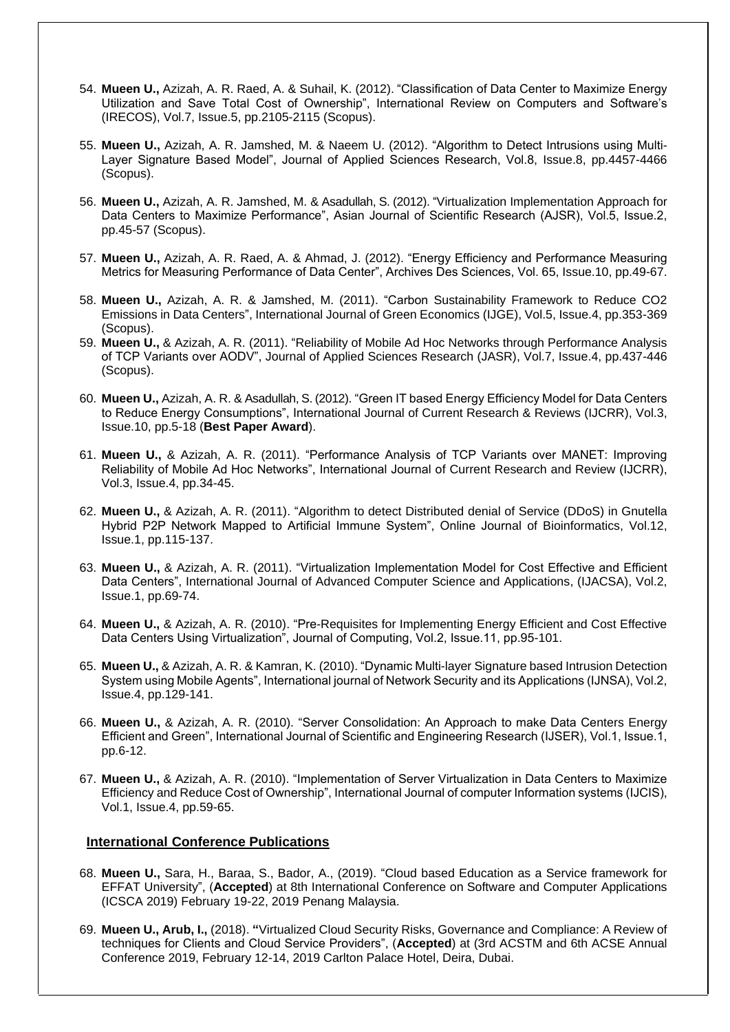54. **Mueen U.,** Azizah, A. R. Raed, A. & Suhail, K. (2012). "Classification of Data Center to Maximize Energy Utilization and Save Total Cost of Ownership", International Review on Computers and Software's (IRECOS), Vol.7, Issue.5, pp.2105-2115 (Scopus).

55. **Mueen U.,** Azizah, A. R. Jamshed, M. & Naeem U. (2012). "Algorithm to Detect Intrusions using Multi-Layer Signature Based Model", Journal of Applied Sciences Research, Vol.8, Issue.8, pp.4457-4466 (Scopus).

56. **Mueen U.,** Azizah, A. R. Jamshed, M. & Asadullah, S. (2012). "Virtualization Implementation Approach for Data Centers to Maximize Performance", Asian Journal of Scientific Research (AJSR), Vol.5, Issue.2, pp.45-57 (Scopus).

57. **Mueen U.,** Azizah, A. R. Raed, A. & Ahmad, J. (2012). "Energy Efficiency and Performance Measuring Metrics for Measuring Performance of Data Center", Archives Des Sciences, Vol. 65, Issue.10, pp.49-67.

58. **Mueen U.,** Azizah, A. R. & Jamshed, M. (2011). "Carbon Sustainability Framework to Reduce CO2 Emissions in Data Centers", International Journal of Green Economics (IJGE), Vol.5, Issue.4, pp.353-369 (Scopus).

59. **Mueen U.,** & Azizah, A. R. (2011). "Reliability of Mobile Ad Hoc Networks through Performance Analysis of TCP Variants over AODV", Journal of Applied Sciences Research (JASR), Vol.7, Issue.4, pp.437-446 (Scopus).

60. **Mueen U.,** Azizah, A. R. & Asadullah, S. (2012). "Green IT based Energy Efficiency Model for Data Centers to Reduce Energy Consumptions", International Journal of Current Research & Reviews (IJCRR), Vol.3, Issue.10, pp.5-18 (**Best Paper Award**).

61. **Mueen U.,** & Azizah, A. R. (2011). "Performance Analysis of TCP Variants over MANET: Improving Reliability of Mobile Ad Hoc Networks", International Journal of Current Research and Review (IJCRR), Vol.3, Issue.4, pp.34-45.

62. **Mueen U.,** & Azizah, A. R. (2011). "Algorithm to detect Distributed denial of Service (DDoS) in Gnutella Hybrid P2P Network Mapped to Artificial Immune System", Online Journal of Bioinformatics, Vol.12, Issue.1, pp.115-137.

63. **Mueen U.,** & Azizah, A. R. (2011). "Virtualization Implementation Model for Cost Effective and Efficient Data Centers", International Journal of Advanced Computer Science and Applications, (IJACSA), Vol.2, Issue.1, pp.69-74.

64. **Mueen U.,** & Azizah, A. R. (2010). "Pre-Requisites for Implementing Energy Efficient and Cost Effective Data Centers Using Virtualization", Journal of Computing, Vol.2, Issue.11, pp.95-101.

65. **Mueen U.,** & Azizah, A. R. & Kamran, K. (2010). "Dynamic Multi-layer Signature based Intrusion Detection System using Mobile Agents", International journal of Network Security and its Applications (IJNSA), Vol.2, Issue.4, pp.129-141.

66. **Mueen U.,** & Azizah, A. R. (2010). "Server Consolidation: An Approach to make Data Centers Energy Efficient and Green", International Journal of Scientific and Engineering Research (IJSER), Vol.1, Issue.1, pp.6-12.

67. **Mueen U.,** & Azizah, A. R. (2010). "Implementation of Server Virtualization in Data Centers to Maximize Efficiency and Reduce Cost of Ownership", International Journal of computer Information systems (IJCIS), Vol.1, Issue.4, pp.59-65.

## International Conference Publications

68. **Mueen U.,** Sara, H., Baraa, S., Bador, A., (2019). "Cloud based Education as a Service framework for EFFAT University", (**Accepted**) at 8th International Conference on Software and Computer Applications (ICSCA 2019) February 19-22, 2019 Penang Malaysia.

69. **Mueen U., Arub, I.,** (2018). **"**Virtualized Cloud Security Risks, Governance and Compliance: A Review of techniques for Clients and Cloud Service Providers", (**Accepted**) at (3rd ACSTM and 6th ACSE Annual Conference 2019, February 12-14, 2019 Carlton Palace Hotel, Deira, Dubai.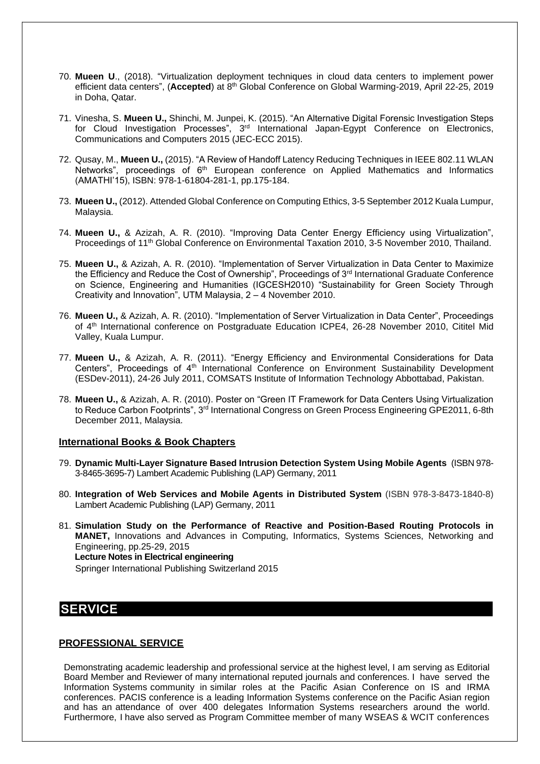70. **Mueen U**., (2018). "Virtualization deployment techniques in cloud data centers to implement power efficient data centers", (**Accepted**) at 8th Global Conference on Global Warming-2019, April 22-25, 2019 in Doha, Qatar.

71. Vinesha, S. **Mueen U.,** Shinchi, M. Junpei, K. (2015). "An Alternative Digital Forensic Investigation Steps for Cloud Investigation Processes", 3rd International Japan-Egypt Conference on Electronics, Communications and Computers 2015 (JEC-ECC 2015).

72. Qusay, M., **Mueen U.,** (2015). "A Review of Handoff Latency Reducing Techniques in IEEE 802.11 WLAN Networks", proceedings of 6th European conference on Applied Mathematics and Informatics (AMATHI'15), ISBN: 978-1-61804-281-1, pp.175-184.

73. **Mueen U.,** (2012). Attended Global Conference on Computing Ethics, 3-5 September 2012 Kuala Lumpur, Malaysia.

74. **Mueen U.,** & Azizah, A. R. (2010). "Improving Data Center Energy Efficiency using Virtualization", Proceedings of 11th Global Conference on Environmental Taxation 2010, 3-5 November 2010, Thailand.

75. **Mueen U.,** & Azizah, A. R. (2010). "Implementation of Server Virtualization in Data Center to Maximize the Efficiency and Reduce the Cost of Ownership", Proceedings of 3rd International Graduate Conference on Science, Engineering and Humanities (IGCESH2010) "Sustainability for Green Society Through Creativity and Innovation", UTM Malaysia, 2 – 4 November 2010.

76. **Mueen U.,** & Azizah, A. R. (2010). "Implementation of Server Virtualization in Data Center", Proceedings of 4th International conference on Postgraduate Education ICPE4, 26-28 November 2010, Cititel Mid Valley, Kuala Lumpur.

77. **Mueen U.,** & Azizah, A. R. (2011). "Energy Efficiency and Environmental Considerations for Data Centers", Proceedings of 4th International Conference on Environment Sustainability Development (ESDev-2011), 24-26 July 2011, COMSATS Institute of Information Technology Abbottabad, Pakistan.

78. **Mueen U.,** & Azizah, A. R. (2010). Poster on "Green IT Framework for Data Centers Using Virtualization to Reduce Carbon Footprints", 3rd International Congress on Green Process Engineering GPE2011, 6-8th December 2011, Malaysia.

### International Books & Book Chapters

79. **Dynamic Multi-Layer Signature Based Intrusion Detection System Using Mobile Agents** (ISBN 978-3-8465-3695-7) Lambert Academic Publishing (LAP) Germany, 2011

80. **Integration of Web Services and Mobile Agents in Distributed System** (ISBN 978-3-8473-1840-8) Lambert Academic Publishing (LAP) Germany, 2011

81. **Simulation Study on the Performance of Reactive and Position-Based Routing Protocols in MANET,** Innovations and Advances in Computing, Informatics, Systems Sciences, Networking and Engineering, pp.25-29, 2015
    **Lecture Notes in Electrical engineering**
    Springer International Publishing Switzerland 2015

## SERVICE

### PROFESSIONAL SERVICE

Demonstrating academic leadership and professional service at the highest level, I am serving as Editorial Board Member and Reviewer of many international reputed journals and conferences. I have served the Information Systems community in similar roles at the Pacific Asian Conference on IS and IRMA conferences. PACIS conference is a leading Information Systems conference on the Pacific Asian region and has an attendance of over 400 delegates Information Systems researchers around the world. Furthermore, I have also served as Program Committee member of many WSEAS & WCIT conferences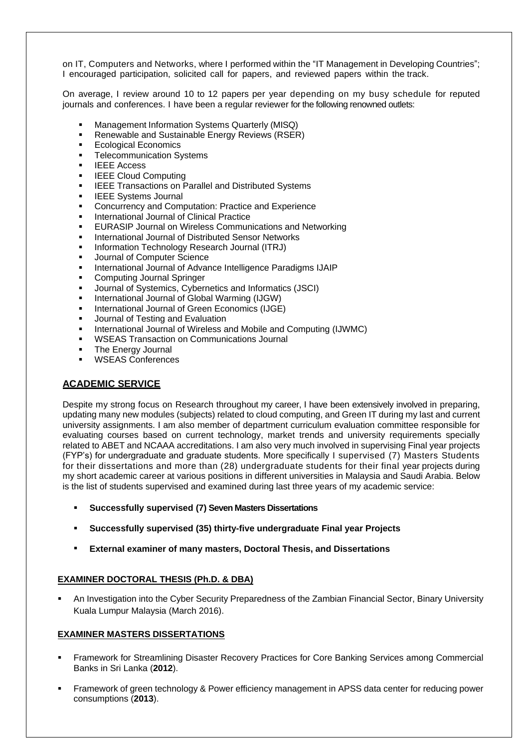on IT, Computers and Networks, where I performed within the "IT Management in Developing Countries"; I encouraged participation, solicited call for papers, and reviewed papers within the track.

On average, I review around 10 to 12 papers per year depending on my busy schedule for reputed journals and conferences. I have been a regular reviewer for the following renowned outlets:

- Management Information Systems Quarterly (MISQ)
- Renewable and Sustainable Energy Reviews (RSER)
- Ecological Economics
- Telecommunication Systems
- IEEE Access
- IEEE Cloud Computing
- IEEE Transactions on Parallel and Distributed Systems
- IEEE Systems Journal
- Concurrency and Computation: Practice and Experience
- International Journal of Clinical Practice
- EURASIP Journal on Wireless Communications and Networking
- International Journal of Distributed Sensor Networks
- Information Technology Research Journal (ITRJ)
- Journal of Computer Science
- International Journal of Advance Intelligence Paradigms IJAIP
- Computing Journal Springer
- Journal of Systemics, Cybernetics and Informatics (JSCI)
- International Journal of Global Warming (IJGW)
- International Journal of Green Economics (IJGE)
- Journal of Testing and Evaluation
- International Journal of Wireless and Mobile and Computing (IJWMC)
- WSEAS Transaction on Communications Journal
- The Energy Journal
- WSEAS Conferences

## ACADEMIC SERVICE

Despite my strong focus on Research throughout my career, I have been extensively involved in preparing, updating many new modules (subjects) related to cloud computing, and Green IT during my last and current university assignments. I am also member of department curriculum evaluation committee responsible for evaluating courses based on current technology, market trends and university requirements specially related to ABET and NCAAA accreditations. I am also very much involved in supervising Final year projects (FYP's) for undergraduate and graduate students. More specifically I supervised (7) Masters Students for their dissertations and more than (28) undergraduate students for their final year projects during my short academic career at various positions in different universities in Malaysia and Saudi Arabia. Below is the list of students supervised and examined during last three years of my academic service:

- **Successfully supervised (7) Seven Masters Dissertations**
- **Successfully supervised (35) thirty-five undergraduate Final year Projects**
- **External examiner of many masters, Doctoral Thesis, and Dissertations**

### EXAMINER DOCTORAL THESIS (Ph.D. & DBA)

- An Investigation into the Cyber Security Preparedness of the Zambian Financial Sector, Binary University Kuala Lumpur Malaysia (March 2016).

### EXAMINER MASTERS DISSERTATIONS

- Framework for Streamlining Disaster Recovery Practices for Core Banking Services among Commercial Banks in Sri Lanka (**2012**).
- Framework of green technology & Power efficiency management in APSS data center for reducing power consumptions (**2013**).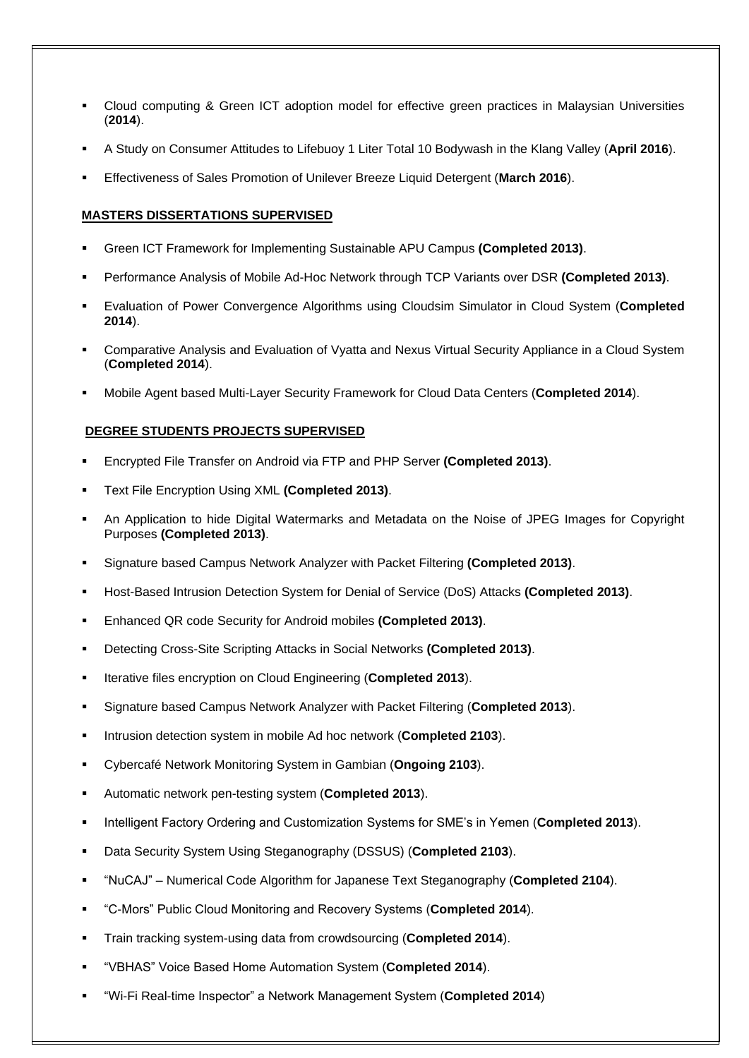- Cloud computing & Green ICT adoption model for effective green practices in Malaysian Universities (**2014**).
- A Study on Consumer Attitudes to Lifebuoy 1 Liter Total 10 Bodywash in the Klang Valley (**April 2016**).
- Effectiveness of Sales Promotion of Unilever Breeze Liquid Detergent (**March 2016**).

**MASTERS DISSERTATIONS SUPERVISED**

- Green ICT Framework for Implementing Sustainable APU Campus **(Completed 2013)**.
- Performance Analysis of Mobile Ad-Hoc Network through TCP Variants over DSR **(Completed 2013)**.
- Evaluation of Power Convergence Algorithms using Cloudsim Simulator in Cloud System (**Completed 2014**).
- Comparative Analysis and Evaluation of Vyatta and Nexus Virtual Security Appliance in a Cloud System (**Completed 2014**).
- Mobile Agent based Multi-Layer Security Framework for Cloud Data Centers (**Completed 2014**).

**DEGREE STUDENTS PROJECTS SUPERVISED**

- Encrypted File Transfer on Android via FTP and PHP Server **(Completed 2013)**.
- Text File Encryption Using XML **(Completed 2013)**.
- An Application to hide Digital Watermarks and Metadata on the Noise of JPEG Images for Copyright Purposes **(Completed 2013)**.
- Signature based Campus Network Analyzer with Packet Filtering **(Completed 2013)**.
- Host-Based Intrusion Detection System for Denial of Service (DoS) Attacks **(Completed 2013)**.
- Enhanced QR code Security for Android mobiles **(Completed 2013)**.
- Detecting Cross-Site Scripting Attacks in Social Networks **(Completed 2013)**.
- Iterative files encryption on Cloud Engineering (**Completed 2013**).
- Signature based Campus Network Analyzer with Packet Filtering (**Completed 2013**).
- Intrusion detection system in mobile Ad hoc network (**Completed 2103**).
- Cybercafé Network Monitoring System in Gambian (**Ongoing 2103**).
- Automatic network pen-testing system (**Completed 2013**).
- Intelligent Factory Ordering and Customization Systems for SME's in Yemen (**Completed 2013**).
- Data Security System Using Steganography (DSSUS) (**Completed 2103**).
- "NuCAJ" – Numerical Code Algorithm for Japanese Text Steganography (**Completed 2104**).
- "C-Mors" Public Cloud Monitoring and Recovery Systems (**Completed 2014**).
- Train tracking system-using data from crowdsourcing (**Completed 2014**).
- "VBHAS" Voice Based Home Automation System (**Completed 2014**).
- "Wi-Fi Real-time Inspector" a Network Management System (**Completed 2014**)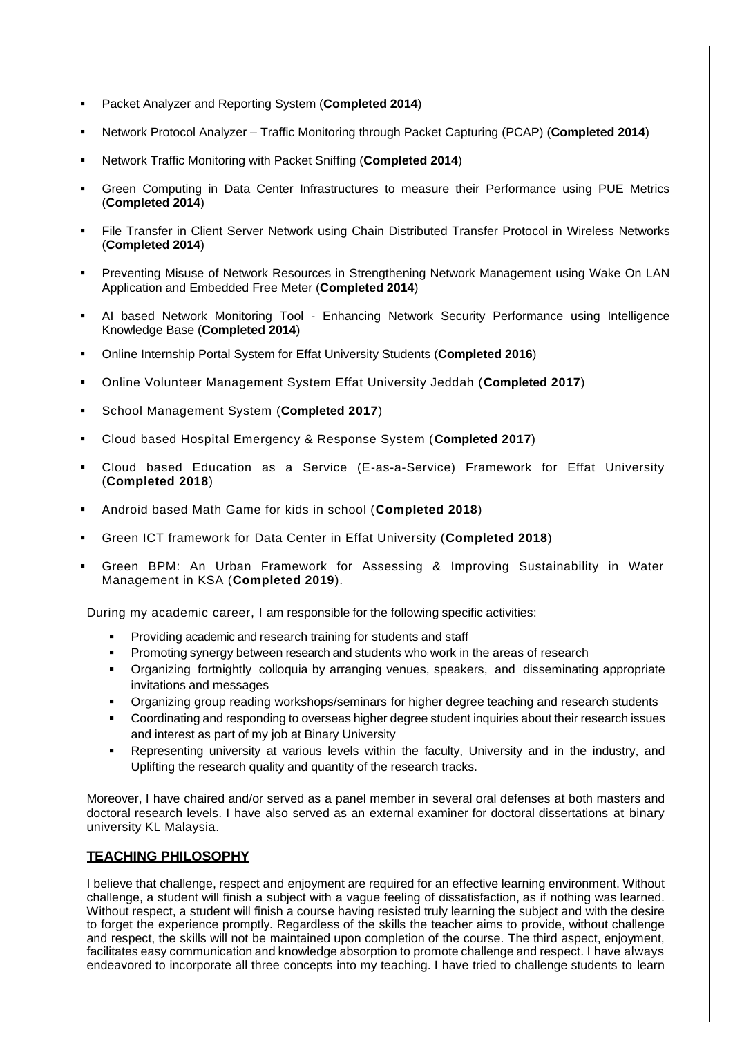- Packet Analyzer and Reporting System (**Completed 2014**)
- Network Protocol Analyzer – Traffic Monitoring through Packet Capturing (PCAP) (**Completed 2014**)
- Network Traffic Monitoring with Packet Sniffing (**Completed 2014**)
- Green Computing in Data Center Infrastructures to measure their Performance using PUE Metrics (**Completed 2014**)
- File Transfer in Client Server Network using Chain Distributed Transfer Protocol in Wireless Networks (**Completed 2014**)
- Preventing Misuse of Network Resources in Strengthening Network Management using Wake On LAN Application and Embedded Free Meter (**Completed 2014**)
- AI based Network Monitoring Tool - Enhancing Network Security Performance using Intelligence Knowledge Base (**Completed 2014**)
- Online Internship Portal System for Effat University Students (**Completed 2016**)
- Online Volunteer Management System Effat University Jeddah (**Completed 2017**)
- School Management System (**Completed 2017**)
- Cloud based Hospital Emergency & Response System (**Completed 2017**)
- Cloud based Education as a Service (E-as-a-Service) Framework for Effat University (**Completed 2018**)
- Android based Math Game for kids in school (**Completed 2018**)
- Green ICT framework for Data Center in Effat University (**Completed 2018**)
- Green BPM: An Urban Framework for Assessing & Improving Sustainability in Water Management in KSA (**Completed 2019**).

During my academic career, I am responsible for the following specific activities:

- Providing academic and research training for students and staff
- Promoting synergy between research and students who work in the areas of research
- Organizing fortnightly colloquia by arranging venues, speakers, and disseminating appropriate invitations and messages
- Organizing group reading workshops/seminars for higher degree teaching and research students
- Coordinating and responding to overseas higher degree student inquiries about their research issues and interest as part of my job at Binary University
- Representing university at various levels within the faculty, University and in the industry, and Uplifting the research quality and quantity of the research tracks.

Moreover, I have chaired and/or served as a panel member in several oral defenses at both masters and doctoral research levels. I have also served as an external examiner for doctoral dissertations at binary university KL Malaysia.

## TEACHING PHILOSOPHY

I believe that challenge, respect and enjoyment are required for an effective learning environment. Without challenge, a student will finish a subject with a vague feeling of dissatisfaction, as if nothing was learned. Without respect, a student will finish a course having resisted truly learning the subject and with the desire to forget the experience promptly. Regardless of the skills the teacher aims to provide, without challenge and respect, the skills will not be maintained upon completion of the course. The third aspect, enjoyment, facilitates easy communication and knowledge absorption to promote challenge and respect. I have always endeavored to incorporate all three concepts into my teaching. I have tried to challenge students to learn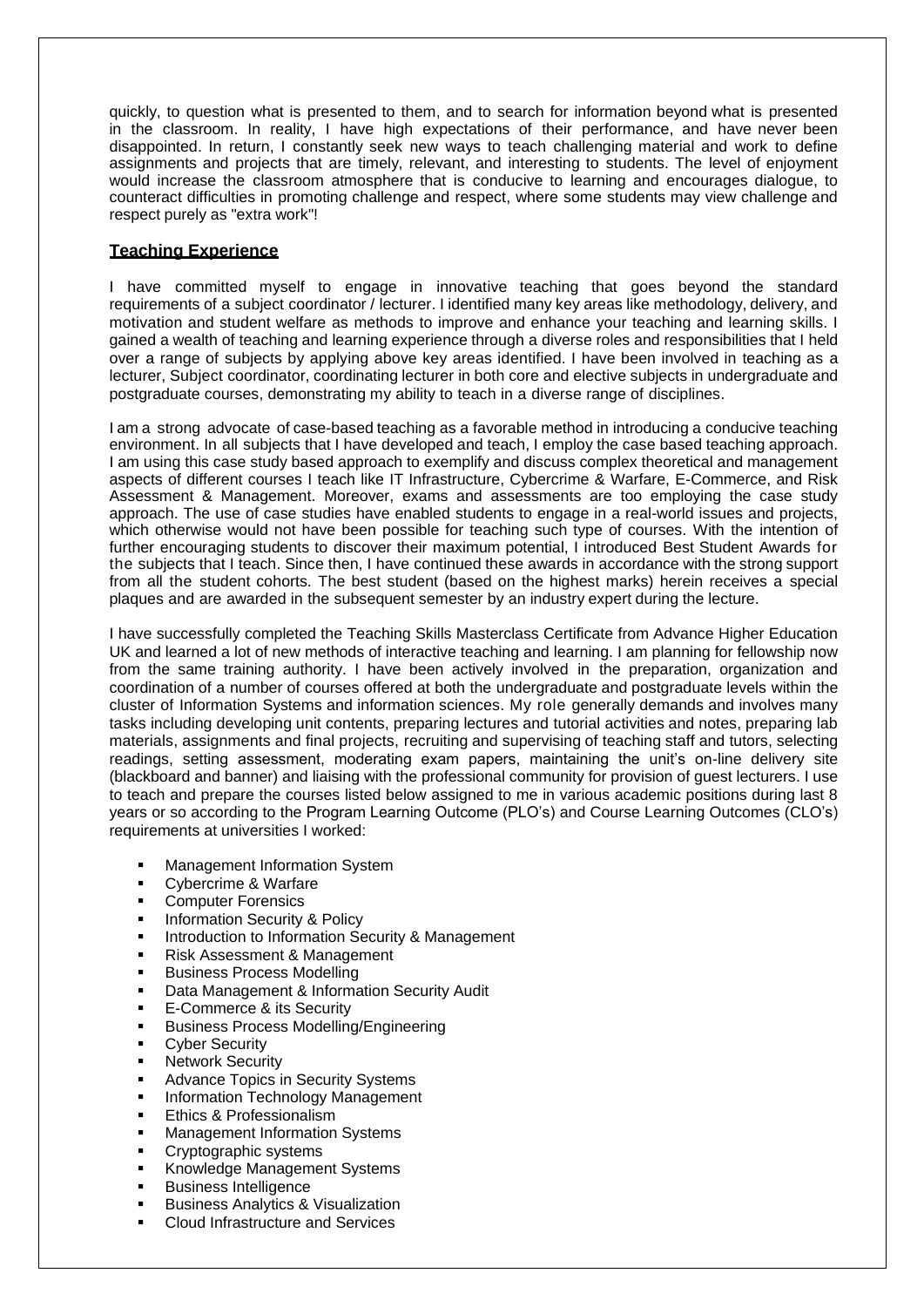quickly, to question what is presented to them, and to search for information beyond what is presented in the classroom. In reality, I have high expectations of their performance, and have never been disappointed. In return, I constantly seek new ways to teach challenging material and work to define assignments and projects that are timely, relevant, and interesting to students. The level of enjoyment would increase the classroom atmosphere that is conducive to learning and encourages dialogue, to counteract difficulties in promoting challenge and respect, where some students may view challenge and respect purely as "extra work"!

## Teaching Experience

I have committed myself to engage in innovative teaching that goes beyond the standard requirements of a subject coordinator / lecturer. I identified many key areas like methodology, delivery, and motivation and student welfare as methods to improve and enhance your teaching and learning skills. I gained a wealth of teaching and learning experience through a diverse roles and responsibilities that I held over a range of subjects by applying above key areas identified. I have been involved in teaching as a lecturer, Subject coordinator, coordinating lecturer in both core and elective subjects in undergraduate and postgraduate courses, demonstrating my ability to teach in a diverse range of disciplines.

I am a strong advocate of case-based teaching as a favorable method in introducing a conducive teaching environment. In all subjects that I have developed and teach, I employ the case based teaching approach. I am using this case study based approach to exemplify and discuss complex theoretical and management aspects of different courses I teach like IT Infrastructure, Cybercrime & Warfare, E-Commerce, and Risk Assessment & Management. Moreover, exams and assessments are too employing the case study approach. The use of case studies have enabled students to engage in a real-world issues and projects, which otherwise would not have been possible for teaching such type of courses. With the intention of further encouraging students to discover their maximum potential, I introduced Best Student Awards for the subjects that I teach. Since then, I have continued these awards in accordance with the strong support from all the student cohorts. The best student (based on the highest marks) herein receives a special plaques and are awarded in the subsequent semester by an industry expert during the lecture.

I have successfully completed the Teaching Skills Masterclass Certificate from Advance Higher Education UK and learned a lot of new methods of interactive teaching and learning. I am planning for fellowship now from the same training authority. I have been actively involved in the preparation, organization and coordination of a number of courses offered at both the undergraduate and postgraduate levels within the cluster of Information Systems and information sciences. My role generally demands and involves many tasks including developing unit contents, preparing lectures and tutorial activities and notes, preparing lab materials, assignments and final projects, recruiting and supervising of teaching staff and tutors, selecting readings, setting assessment, moderating exam papers, maintaining the unit's on-line delivery site (blackboard and banner) and liaising with the professional community for provision of guest lecturers. I use to teach and prepare the courses listed below assigned to me in various academic positions during last 8 years or so according to the Program Learning Outcome (PLO's) and Course Learning Outcomes (CLO's) requirements at universities I worked:

- Management Information System
- Cybercrime & Warfare
- Computer Forensics
- Information Security & Policy
- Introduction to Information Security & Management
- Risk Assessment & Management
- Business Process Modelling
- Data Management & Information Security Audit
- E-Commerce & its Security
- Business Process Modelling/Engineering
- Cyber Security
- Network Security
- Advance Topics in Security Systems
- Information Technology Management
- Ethics & Professionalism
- Management Information Systems
- Cryptographic systems
- Knowledge Management Systems
- Business Intelligence
- Business Analytics & Visualization
- Cloud Infrastructure and Services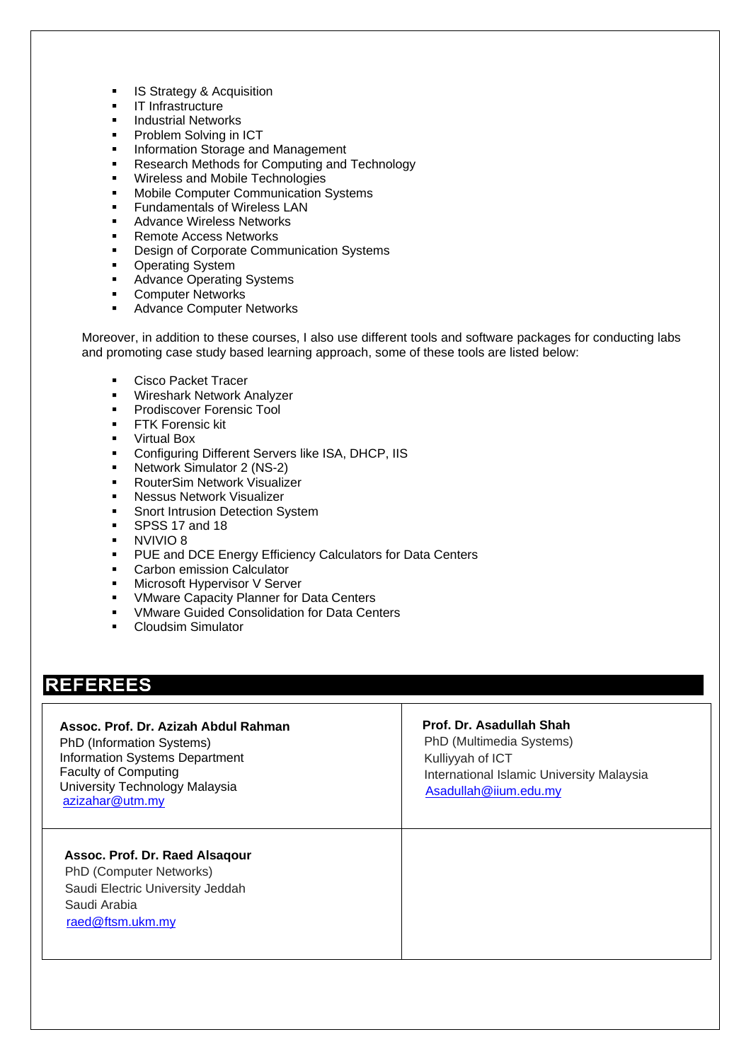- IS Strategy & Acquisition
- IT Infrastructure
- Industrial Networks
- Problem Solving in ICT
- Information Storage and Management
- Research Methods for Computing and Technology
- Wireless and Mobile Technologies
- Mobile Computer Communication Systems
- Fundamentals of Wireless LAN
- Advance Wireless Networks
- Remote Access Networks
- Design of Corporate Communication Systems
- Operating System
- Advance Operating Systems
- Computer Networks
- Advance Computer Networks

Moreover, in addition to these courses, I also use different tools and software packages for conducting labs and promoting case study based learning approach, some of these tools are listed below:

- Cisco Packet Tracer
- Wireshark Network Analyzer
- Prodiscover Forensic Tool
- FTK Forensic kit
- Virtual Box
- Configuring Different Servers like ISA, DHCP, IIS
- Network Simulator 2 (NS-2)
- RouterSim Network Visualizer
- Nessus Network Visualizer
- Snort Intrusion Detection System
- SPSS 17 and 18
- NVIVIO 8
- PUE and DCE Energy Efficiency Calculators for Data Centers
- Carbon emission Calculator
- Microsoft Hypervisor V Server
- VMware Capacity Planner for Data Centers
- VMware Guided Consolidation for Data Centers
- Cloudsim Simulator

## REFEREES

| | |
|---|---|
| **Assoc. Prof. Dr. Azizah Abdul Rahman**<br>PhD (Information Systems)<br>Information Systems Department<br>Faculty of Computing<br>University Technology Malaysia<br>azizahar@utm.my | **Prof. Dr. Asadullah Shah**<br>PhD (Multimedia Systems)<br>Kulliyyah of ICT<br>International Islamic University Malaysia<br>Asadullah@iium.edu.my |
| **Assoc. Prof. Dr. Raed Alsaqour**<br>PhD (Computer Networks)<br>Saudi Electric University Jeddah<br>Saudi Arabia<br>raed@ftsm.ukm.my | |